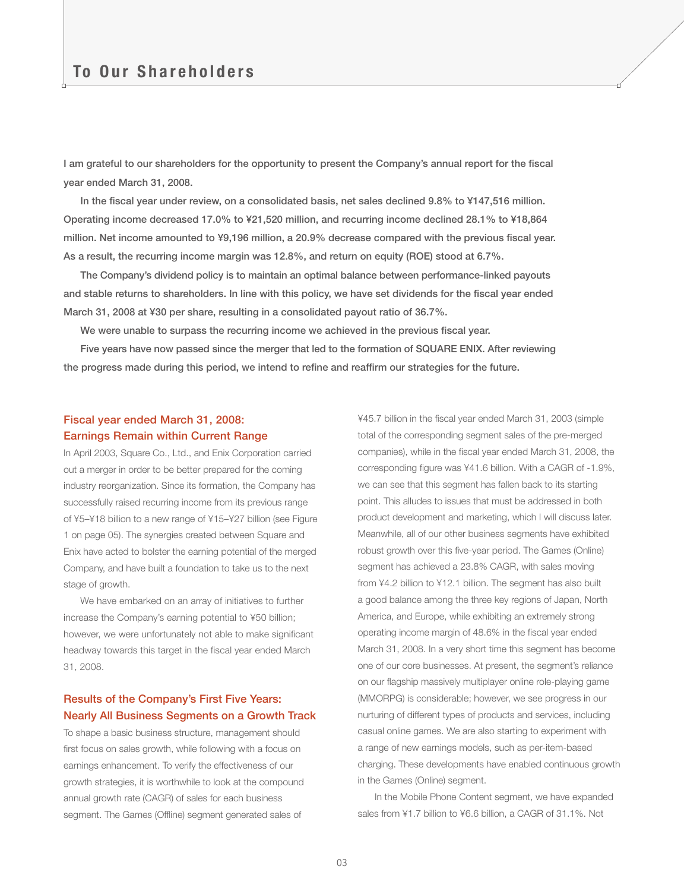# To Our Shareholders

**I am grateful to our shareholders for the opportunity to present the Company's annual report for the fiscal year ended March 31, 2008.**

**In the fiscal year under review, on a consolidated basis, net sales declined 9.8% to ¥147,516 million. Operating income decreased 17.0% to ¥21,520 million, and recurring income declined 28.1% to ¥18,864 million. Net income amounted to ¥9,196 million, a 20.9% decrease compared with the previous fiscal year. As a result, the recurring income margin was 12.8%, and return on equity (ROE) stood at 6.7%.**

**The Company's dividend policy is to maintain an optimal balance between performance-linked payouts and stable returns to shareholders. In line with this policy, we have set dividends for the fiscal year ended March 31, 2008 at ¥30 per share, resulting in a consolidated payout ratio of 36.7%.**

**We were unable to surpass the recurring income we achieved in the previous fiscal year.**

**Five years have now passed since the merger that led to the formation of SQUARE ENIX. After reviewing the progress made during this period, we intend to refine and reaffirm our strategies for the future.**

## Fiscal year ended March 31, 2008: Earnings Remain within Current Range

In April 2003, Square Co., Ltd., and Enix Corporation carried out a merger in order to be better prepared for the coming industry reorganization. Since its formation, the Company has successfully raised recurring income from its previous range of ¥5–¥18 billion to a new range of ¥15–¥27 billion (see Figure 1 on page 05). The synergies created between Square and Enix have acted to bolster the earning potential of the merged Company, and have built a foundation to take us to the next stage of growth.

We have embarked on an array of initiatives to further increase the Company's earning potential to ¥50 billion; however, we were unfortunately not able to make significant headway towards this target in the fiscal year ended March 31, 2008.

## Results of the Company's First Five Years: Nearly All Business Segments on a Growth Track

To shape a basic business structure, management should first focus on sales growth, while following with a focus on earnings enhancement. To verify the effectiveness of our growth strategies, it is worthwhile to look at the compound annual growth rate (CAGR) of sales for each business segment. The Games (Offline) segment generated sales of ¥45.7 billion in the fiscal year ended March 31, 2003 (simple total of the corresponding segment sales of the pre-merged companies), while in the fiscal year ended March 31, 2008, the corresponding figure was ¥41.6 billion. With a CAGR of -1.9%, we can see that this segment has fallen back to its starting point. This alludes to issues that must be addressed in both product development and marketing, which I will discuss later. Meanwhile, all of our other business segments have exhibited robust growth over this five-year period. The Games (Online) segment has achieved a 23.8% CAGR, with sales moving from ¥4.2 billion to ¥12.1 billion. The segment has also built a good balance among the three key regions of Japan, North America, and Europe, while exhibiting an extremely strong operating income margin of 48.6% in the fiscal year ended March 31, 2008. In a very short time this segment has become one of our core businesses. At present, the segment's reliance on our flagship massively multiplayer online role-playing game (MMORPG) is considerable; however, we see progress in our nurturing of different types of products and services, including casual online games. We are also starting to experiment with a range of new earnings models, such as per-item-based charging. These developments have enabled continuous growth in the Games (Online) segment.

In the Mobile Phone Content segment, we have expanded sales from ¥1.7 billion to ¥6.6 billion, a CAGR of 31.1%. Not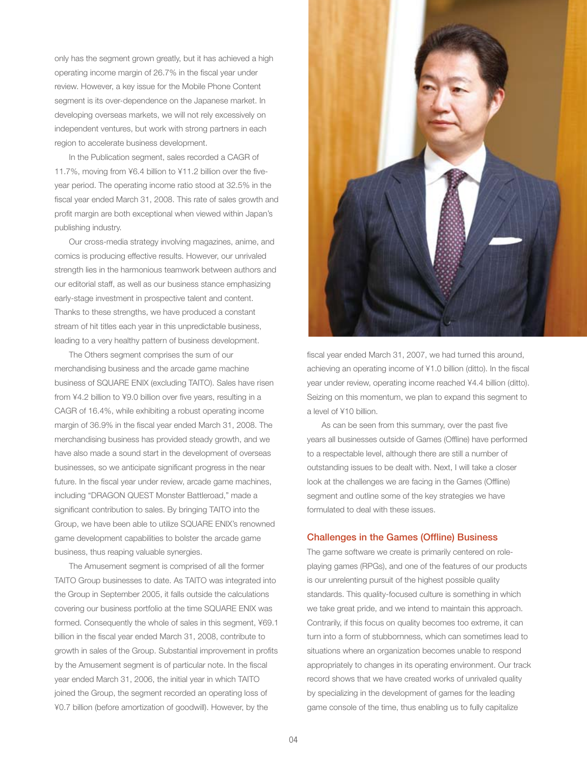only has the segment grown greatly, but it has achieved a high operating income margin of 26.7% in the fiscal year under review. However, a key issue for the Mobile Phone Content segment is its over-dependence on the Japanese market. In developing overseas markets, we will not rely excessively on independent ventures, but work with strong partners in each region to accelerate business development.

In the Publication segment, sales recorded a CAGR of 11.7%, moving from ¥6.4 billion to ¥11.2 billion over the five-year period. The operating income ratio stood at 32.5% in the fiscal year ended March 31, 2008. This rate of sales growth and profit margin are both exceptional when viewed within Japan's publishing industry.

Our cross-media strategy involving magazines, anime, and comics is producing effective results. However, our unrivaled strength lies in the harmonious teamwork between authors and our editorial staff, as well as our business stance emphasizing early-stage investment in prospective talent and content. Thanks to these strengths, we have produced a constant stream of hit titles each year in this unpredictable business, leading to a very healthy pattern of business development.

The Others segment comprises the sum of our merchandising business and the arcade game machine business of SQUARE ENIX (excluding TAITO). Sales have risen from ¥4.2 billion to ¥9.0 billion over five years, resulting in a CAGR of 16.4%, while exhibiting a robust operating income margin of 36.9% in the fiscal year ended March 31, 2008. The merchandising business has provided steady growth, and we have also made a sound start in the development of overseas businesses, so we anticipate significant progress in the near future. In the fiscal year under review, arcade game machines, including "DRAGON QUEST Monster Battleroad," made a significant contribution to sales. By bringing TAITO into the Group, we have been able to utilize SQUARE ENIX's renowned game development capabilities to bolster the arcade game business, thus reaping valuable synergies.

The Amusement segment is comprised of all the former TAITO Group businesses to date. As TAITO was integrated into the Group in September 2005, it falls outside the calculations covering our business portfolio at the time SQUARE ENIX was formed. Consequently the whole of sales in this segment, ¥69.1 billion in the fiscal year ended March 31, 2008, contribute to growth in sales of the Group. Substantial improvement in profits by the Amusement segment is of particular note. In the fiscal year ended March 31, 2006, the initial year in which TAITO joined the Group, the segment recorded an operating loss of ¥0.7 billion (before amortization of goodwill). However, by the fiscal year ended March 31, 2007, we had turned this around, achieving an operating income of ¥1.0 billion (ditto). In the fiscal year under review, operating income reached ¥4.4 billion (ditto). Seizing on this momentum, we plan to expand this segment to a level of ¥10 billion.

As can be seen from this summary, over the past five years all businesses outside of Games (Offline) have performed to a respectable level, although there are still a number of outstanding issues to be dealt with. Next, I will take a closer look at the challenges we are facing in the Games (Offline) segment and outline some of the key strategies we have formulated to deal with these issues.

## Challenges in the Games (Offline) Business

The game software we create is primarily centered on role-playing games (RPGs), and one of the features of our products is our unrelenting pursuit of the highest possible quality standards. This quality-focused culture is something in which we take great pride, and we intend to maintain this approach. Contrarily, if this focus on quality becomes too extreme, it can turn into a form of stubbornness, which can sometimes lead to situations where an organization becomes unable to respond appropriately to changes in its operating environment. Our track record shows that we have created works of unrivaled quality by specializing in the development of games for the leading game console of the time, thus enabling us to fully capitalize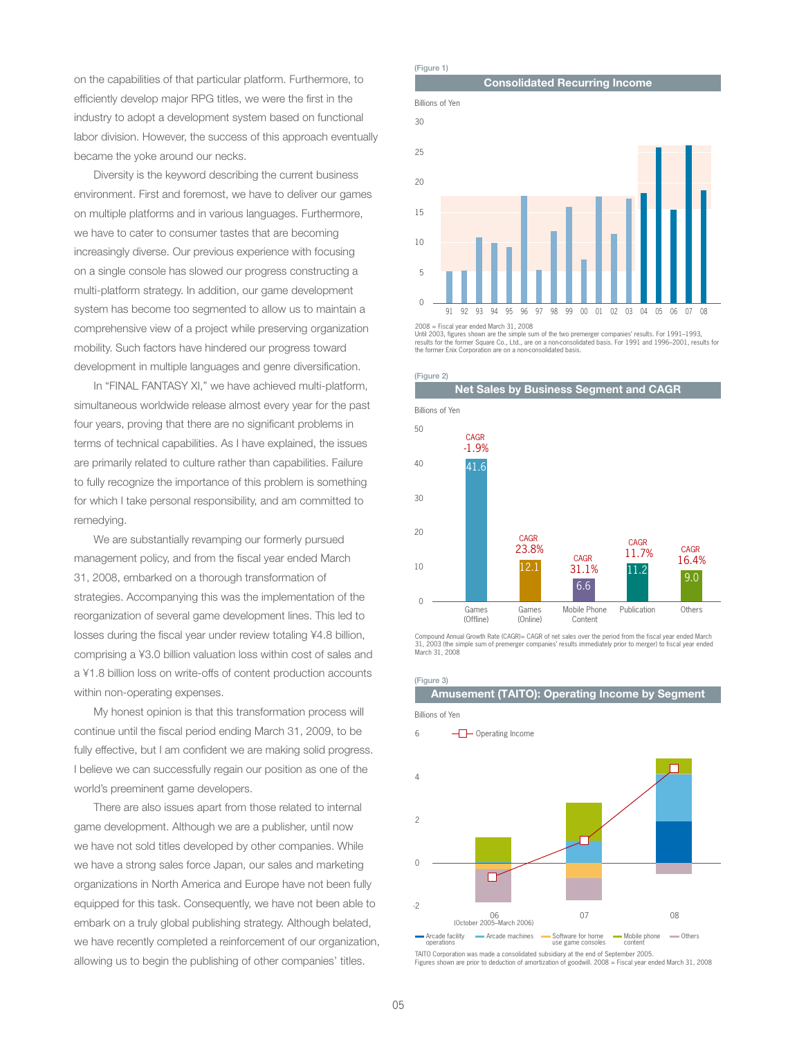on the capabilities of that particular platform. Furthermore, to efficiently develop major RPG titles, we were the first in the industry to adopt a development system based on functional labor division. However, the success of this approach eventually became the yoke around our necks.

Diversity is the keyword describing the current business environment. First and foremost, we have to deliver our games on multiple platforms and in various languages. Furthermore, we have to cater to consumer tastes that are becoming increasingly diverse. Our previous experience with focusing on a single console has slowed our progress constructing a multi-platform strategy. In addition, our game development system has become too segmented to allow us to maintain a comprehensive view of a project while preserving organization mobility. Such factors have hindered our progress toward development in multiple languages and genre diversification.

In "FINAL FANTASY XI," we have achieved multi-platform, simultaneous worldwide release almost every year for the past four years, proving that there are no significant problems in terms of technical capabilities. As I have explained, the issues are primarily related to culture rather than capabilities. Failure to fully recognize the importance of this problem is something for which I take personal responsibility, and am committed to remedying.

We are substantially revamping our formerly pursued management policy, and from the fiscal year ended March 31, 2008, embarked on a thorough transformation of strategies. Accompanying this was the implementation of the reorganization of several game development lines. This led to losses during the fiscal year under review totaling ¥4.8 billion, comprising a ¥3.0 billion valuation loss within cost of sales and a ¥1.8 billion loss on write-offs of content production accounts within non-operating expenses.

My honest opinion is that this transformation process will continue until the fiscal period ending March 31, 2009, to be fully effective, but I am confident we are making solid progress. I believe we can successfully regain our position as one of the world's preeminent game developers.

There are also issues apart from those related to internal game development. Although we are a publisher, until now we have not sold titles developed by other companies. While we have a strong sales force Japan, our sales and marketing organizations in North America and Europe have not been fully equipped for this task. Consequently, we have not been able to embark on a truly global publishing strategy. Although belated, we have recently completed a reinforcement of our organization, allowing us to begin the publishing of other companies' titles.

(Figure 1)

**Consolidated Recurring Income**

Billions of Yen

2008 = Fiscal year ended March 31, 2008
Until 2003, figures shown are the simple sum of the two premerger companies' results. For 1991–1993, results for the former Square Co., Ltd., are on a non-consolidated basis. For 1991 and 1996–2001, results for the former Enix Corporation are on a non-consolidated basis.

(Figure 2)

**Net Sales by Business Segment and CAGR**

Billions of Yen

| Segment | Net Sales | CAGR |
|---|---|---|
| Games (Offline) | 41.6 | -1.9% |
| Games (Online) | 12.1 | 23.8% |
| Mobile Phone Content | 6.6 | 31.1% |
| Publication | 11.2 | 11.7% |
| Others | 9.0 | 16.4% |

Compound Annual Growth Rate (CAGR)= CAGR of net sales over the period from the fiscal year ended March 31, 2003 (the simple sum of premerger companies' results immediately prior to merger) to fiscal year ended March 31, 2008

(Figure 3)

**Amusement (TAITO): Operating Income by Segment**

Billions of Yen

Operating Income

Arcade facility operations / Arcade machines / Software for home use game consoles / Mobile phone content / Others

06 (October 2005–March 2006), 07, 08

TAITO Corporation was made a consolidated subsidiary at the end of September 2005.
Figures shown are prior to deduction of amortization of goodwill. 2008 = Fiscal year ended March 31, 2008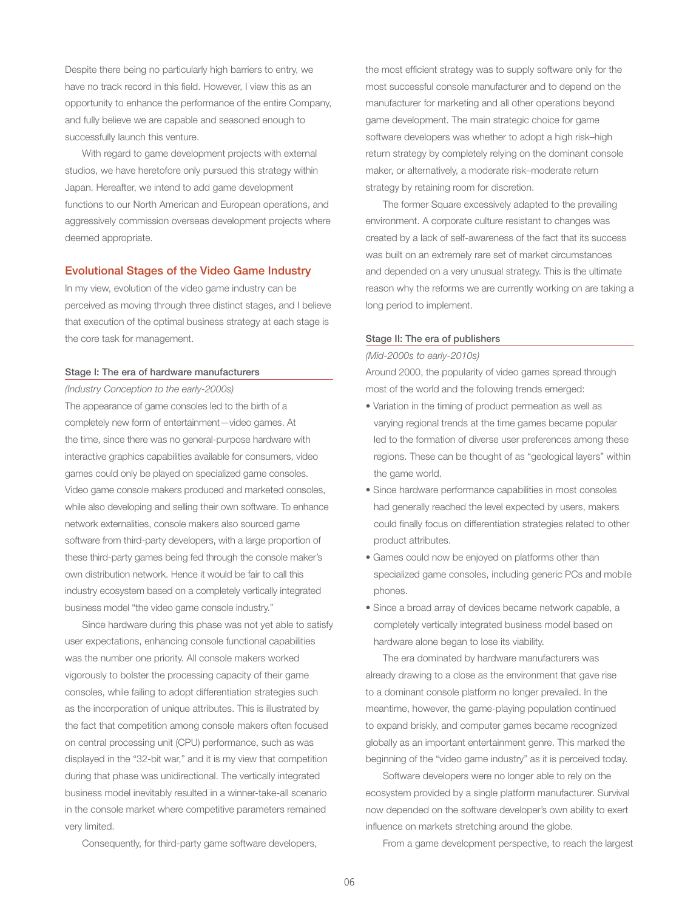Despite there being no particularly high barriers to entry, we have no track record in this field. However, I view this as an opportunity to enhance the performance of the entire Company, and fully believe we are capable and seasoned enough to successfully launch this venture.

With regard to game development projects with external studios, we have heretofore only pursued this strategy within Japan. Hereafter, we intend to add game development functions to our North American and European operations, and aggressively commission overseas development projects where deemed appropriate.

## Evolutional Stages of the Video Game Industry

In my view, evolution of the video game industry can be perceived as moving through three distinct stages, and I believe that execution of the optimal business strategy at each stage is the core task for management.

### Stage I: The era of hardware manufacturers

*(Industry Conception to the early-2000s)*

The appearance of game consoles led to the birth of a completely new form of entertainment—video games. At the time, since there was no general-purpose hardware with interactive graphics capabilities available for consumers, video games could only be played on specialized game consoles. Video game console makers produced and marketed consoles, while also developing and selling their own software. To enhance network externalities, console makers also sourced game software from third-party developers, with a large proportion of these third-party games being fed through the console maker's own distribution network. Hence it would be fair to call this industry ecosystem based on a completely vertically integrated business model "the video game console industry."

Since hardware during this phase was not yet able to satisfy user expectations, enhancing console functional capabilities was the number one priority. All console makers worked vigorously to bolster the processing capacity of their game consoles, while failing to adopt differentiation strategies such as the incorporation of unique attributes. This is illustrated by the fact that competition among console makers often focused on central processing unit (CPU) performance, such as was displayed in the "32-bit war," and it is my view that competition during that phase was unidirectional. The vertically integrated business model inevitably resulted in a winner-take-all scenario in the console market where competitive parameters remained very limited.

Consequently, for third-party game software developers, the most efficient strategy was to supply software only for the most successful console manufacturer and to depend on the manufacturer for marketing and all other operations beyond game development. The main strategic choice for game software developers was whether to adopt a high risk–high return strategy by completely relying on the dominant console maker, or alternatively, a moderate risk–moderate return strategy by retaining room for discretion.

The former Square excessively adapted to the prevailing environment. A corporate culture resistant to changes was created by a lack of self-awareness of the fact that its success was built on an extremely rare set of market circumstances and depended on a very unusual strategy. This is the ultimate reason why the reforms we are currently working on are taking a long period to implement.

### Stage II: The era of publishers

*(Mid-2000s to early-2010s)*

Around 2000, the popularity of video games spread through most of the world and the following trends emerged:

- Variation in the timing of product permeation as well as varying regional trends at the time games became popular led to the formation of diverse user preferences among these regions. These can be thought of as "geological layers" within the game world.
- Since hardware performance capabilities in most consoles had generally reached the level expected by users, makers could finally focus on differentiation strategies related to other product attributes.
- Games could now be enjoyed on platforms other than specialized game consoles, including generic PCs and mobile phones.
- Since a broad array of devices became network capable, a completely vertically integrated business model based on hardware alone began to lose its viability.

The era dominated by hardware manufacturers was already drawing to a close as the environment that gave rise to a dominant console platform no longer prevailed. In the meantime, however, the game-playing population continued to expand briskly, and computer games became recognized globally as an important entertainment genre. This marked the beginning of the "video game industry" as it is perceived today.

Software developers were no longer able to rely on the ecosystem provided by a single platform manufacturer. Survival now depended on the software developer's own ability to exert influence on markets stretching around the globe.

From a game development perspective, to reach the largest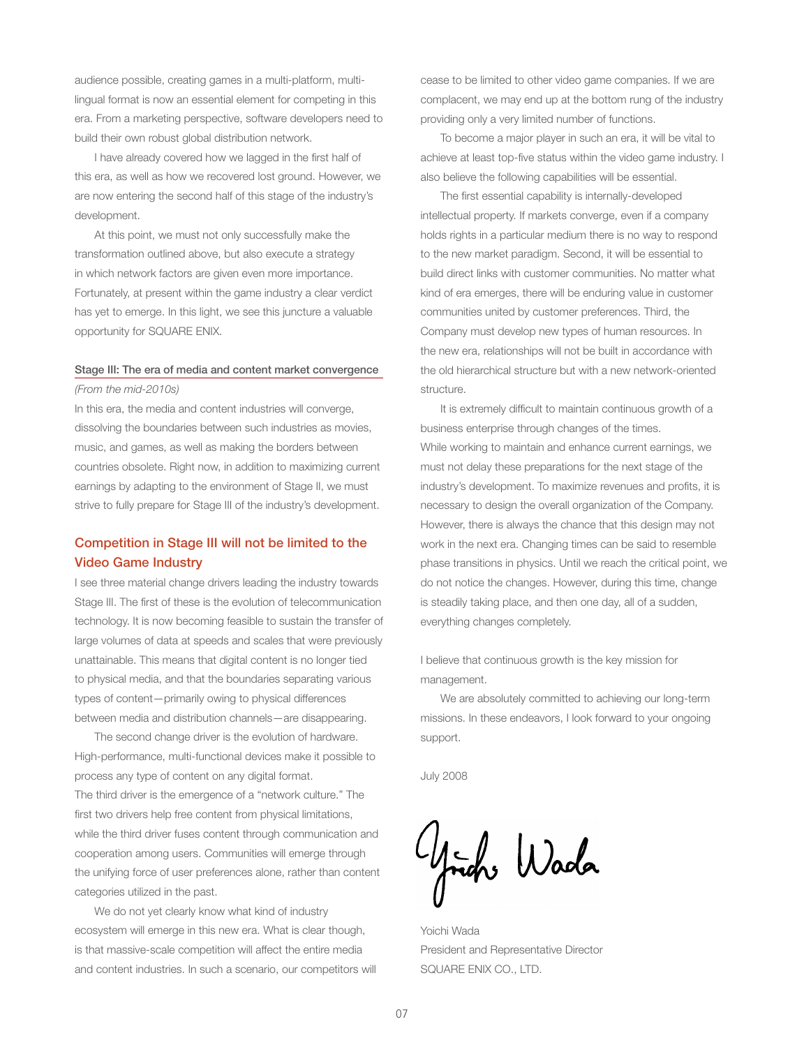audience possible, creating games in a multi-platform, multi-lingual format is now an essential element for competing in this era. From a marketing perspective, software developers need to build their own robust global distribution network.

I have already covered how we lagged in the first half of this era, as well as how we recovered lost ground. However, we are now entering the second half of this stage of the industry's development.

At this point, we must not only successfully make the transformation outlined above, but also execute a strategy in which network factors are given even more importance. Fortunately, at present within the game industry a clear verdict has yet to emerge. In this light, we see this juncture a valuable opportunity for SQUARE ENIX.

### Stage III: The era of media and content market convergence

*(From the mid-2010s)*

In this era, the media and content industries will converge, dissolving the boundaries between such industries as movies, music, and games, as well as making the borders between countries obsolete. Right now, in addition to maximizing current earnings by adapting to the environment of Stage II, we must strive to fully prepare for Stage III of the industry's development.

## Competition in Stage III will not be limited to the Video Game Industry

I see three material change drivers leading the industry towards Stage III. The first of these is the evolution of telecommunication technology. It is now becoming feasible to sustain the transfer of large volumes of data at speeds and scales that were previously unattainable. This means that digital content is no longer tied to physical media, and that the boundaries separating various types of content—primarily owing to physical differences between media and distribution channels—are disappearing.

The second change driver is the evolution of hardware. High-performance, multi-functional devices make it possible to process any type of content on any digital format.

The third driver is the emergence of a "network culture." The first two drivers help free content from physical limitations, while the third driver fuses content through communication and cooperation among users. Communities will emerge through the unifying force of user preferences alone, rather than content categories utilized in the past.

We do not yet clearly know what kind of industry ecosystem will emerge in this new era. What is clear though, is that massive-scale competition will affect the entire media and content industries. In such a scenario, our competitors will cease to be limited to other video game companies. If we are complacent, we may end up at the bottom rung of the industry providing only a very limited number of functions.

To become a major player in such an era, it will be vital to achieve at least top-five status within the video game industry. I also believe the following capabilities will be essential.

The first essential capability is internally-developed intellectual property. If markets converge, even if a company holds rights in a particular medium there is no way to respond to the new market paradigm. Second, it will be essential to build direct links with customer communities. No matter what kind of era emerges, there will be enduring value in customer communities united by customer preferences. Third, the Company must develop new types of human resources. In the new era, relationships will not be built in accordance with the old hierarchical structure but with a new network-oriented structure.

It is extremely difficult to maintain continuous growth of a business enterprise through changes of the times.

While working to maintain and enhance current earnings, we must not delay these preparations for the next stage of the industry's development. To maximize revenues and profits, it is necessary to design the overall organization of the Company. However, there is always the chance that this design may not work in the next era. Changing times can be said to resemble phase transitions in physics. Until we reach the critical point, we do not notice the changes. However, during this time, change is steadily taking place, and then one day, all of a sudden, everything changes completely.

I believe that continuous growth is the key mission for management.

We are absolutely committed to achieving our long-term missions. In these endeavors, I look forward to your ongoing support.

July 2008

Yoichi Wada
President and Representative Director
SQUARE ENIX CO., LTD.